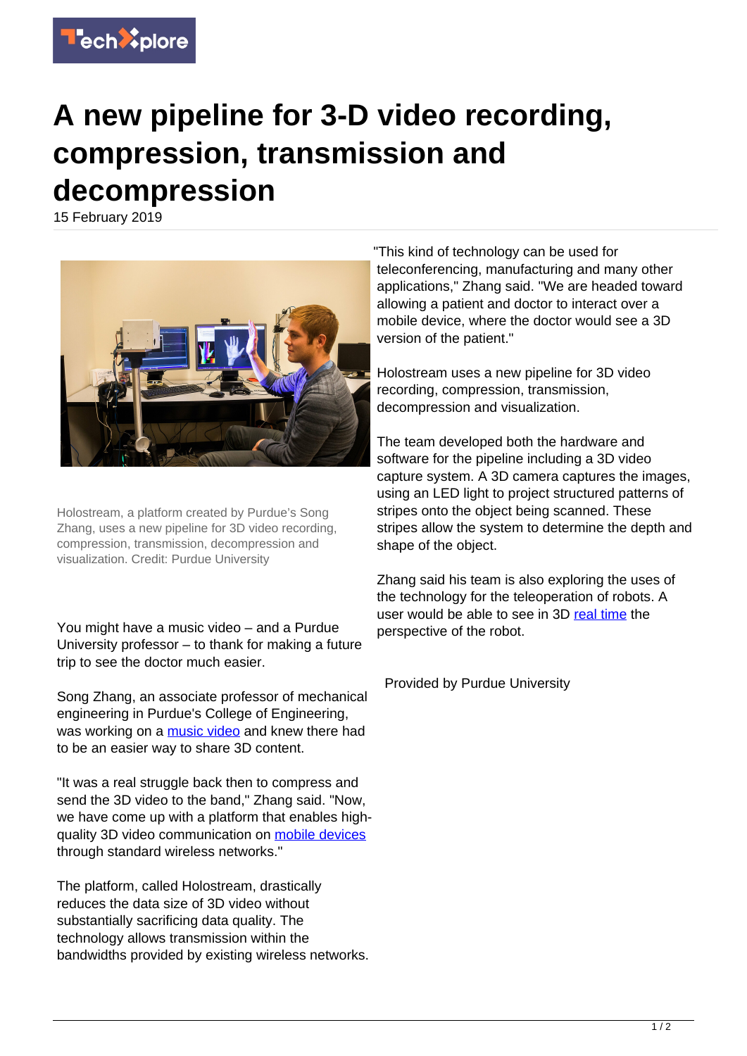# A new pipeline for 3-D video recording, compression, transmission and decompression

15 February 2019

Holostream, a platform created by Purdue's Song Zhang, uses a new pipeline for 3D video recording, compression, transmission, decompression and visualization. Credit: Purdue University

You might have a music video – and a Purdue University professor – to thank for making a future trip to see the doctor much easier.

Song Zhang, an associate professor of mechanical engineering in Purdue's College of Engineering, was working on a music video and knew there had to be an easier way to share 3D content.

"It was a real struggle back then to compress and send the 3D video to the band," Zhang said. "Now, we have come up with a platform that enables high-quality 3D video communication on mobile devices through standard wireless networks."

The platform, called Holostream, drastically reduces the data size of 3D video without substantially sacrificing data quality. The technology allows transmission within the bandwidths provided by existing wireless networks.

"This kind of technology can be used for teleconferencing, manufacturing and many other applications," Zhang said. "We are headed toward allowing a patient and doctor to interact over a mobile device, where the doctor would see a 3D version of the patient."

Holostream uses a new pipeline for 3D video recording, compression, transmission, decompression and visualization.

The team developed both the hardware and software for the pipeline including a 3D video capture system. A 3D camera captures the images, using an LED light to project structured patterns of stripes onto the object being scanned. These stripes allow the system to determine the depth and shape of the object.

Zhang said his team is also exploring the uses of the technology for the teleoperation of robots. A user would be able to see in 3D real time the perspective of the robot.

Provided by Purdue University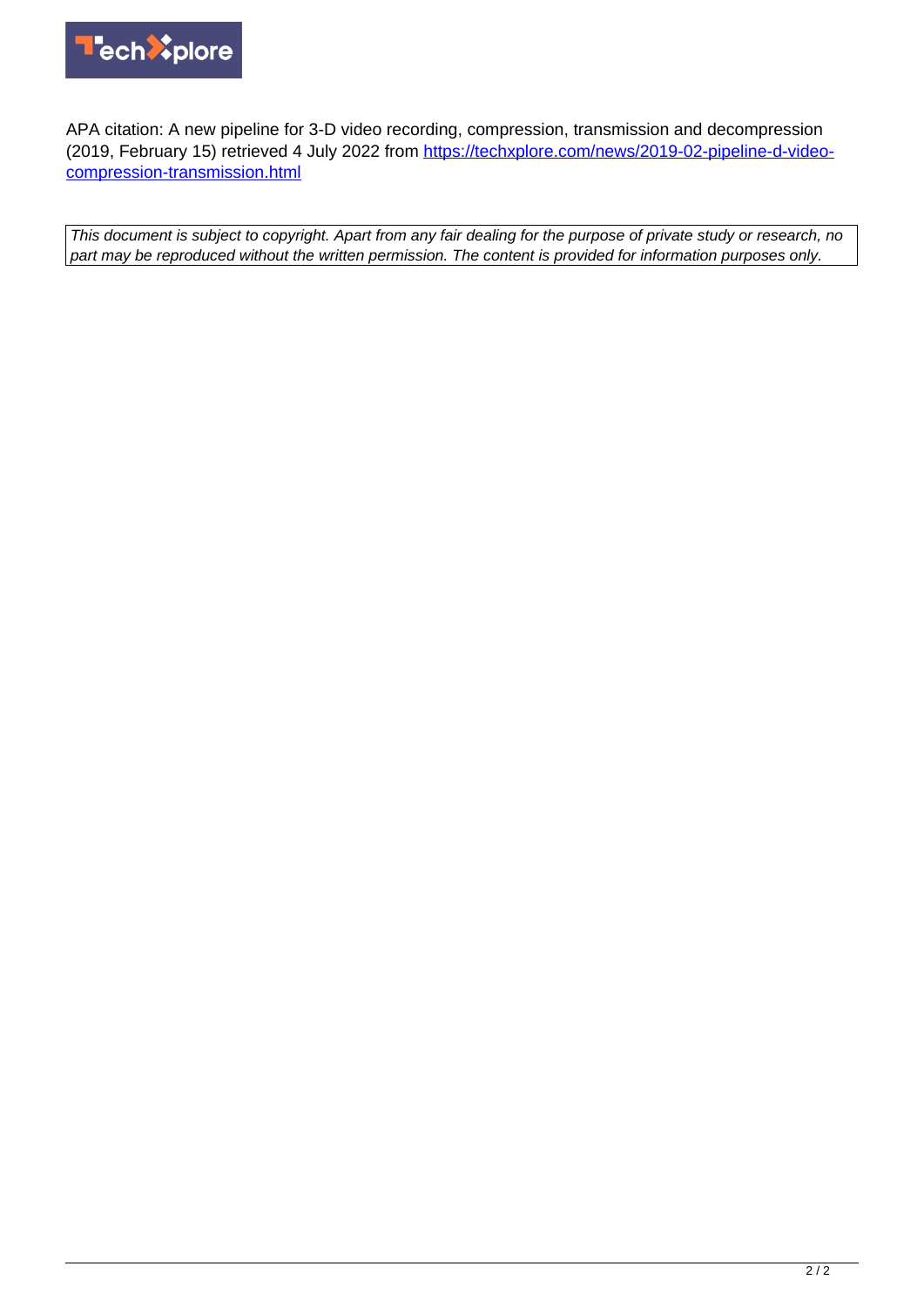APA citation: A new pipeline for 3-D video recording, compression, transmission and decompression (2019, February 15) retrieved 4 July 2022 from [https://techxplore.com/news/2019-02-pipeline-d-video-compression-transmission.html](https://techxplore.com/news/2019-02-pipeline-d-video-compression-transmission.html)

*This document is subject to copyright. Apart from any fair dealing for the purpose of private study or research, no part may be reproduced without the written permission. The content is provided for information purposes only.*